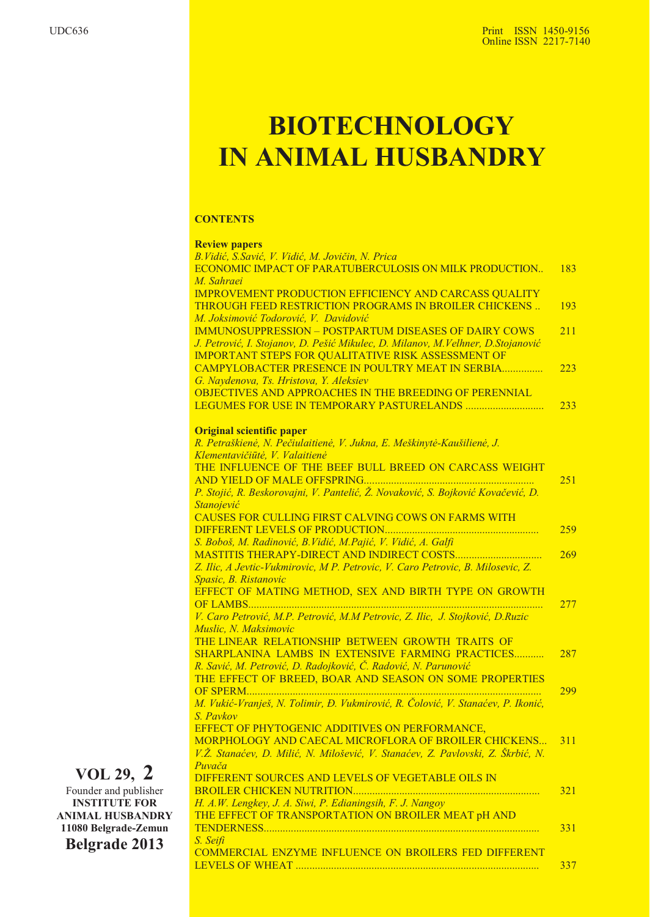UDC636

Print ISSN 1450-9156
Online ISSN 2217-7140

# BIOTECHNOLOGY IN ANIMAL HUSBANDRY

## CONTENTS

### Review papers

*B.Vidić, S.Savić, V. Vidić, M. Jovičin, N. Prica*
ECONOMIC IMPACT OF PARATUBERCULOSIS ON MILK PRODUCTION.. 183

*M. Sahraei*
IMPROVEMENT PRODUCTION EFFICIENCY AND CARCASS QUALITY THROUGH FEED RESTRICTION PROGRAMS IN BROILER CHICKENS .. 193

*M. Joksimović Todorović, V. Davidović*
IMMUNOSUPPRESSION – POSTPARTUM DISEASES OF DAIRY COWS 211

*J. Petrović, I. Stojanov, D. Pešić Mikulec, D. Milanov, M.Velhner, D.Stojanović*
IMPORTANT STEPS FOR QUALITATIVE RISK ASSESSMENT OF CAMPYLOBACTER PRESENCE IN POULTRY MEAT IN SERBIA............... 223

*G. Naydenova, Ts. Hristova, Y. Aleksiev*
OBJECTIVES AND APPROACHES IN THE BREEDING OF PERENNIAL LEGUMES FOR USE IN TEMPORARY PASTURELANDS ............................ 233

### Original scientific paper

*R. Petraškienė, N. Pečiulaitienė, V. Jukna, E. Meškinytė-Kaušilienė, J. Klementavičiūtė, V. Valaitienė*
THE INFLUENCE OF THE BEEF BULL BREED ON CARCASS WEIGHT AND YIELD OF MALE OFFSPRING.............................................................. 251

*P. Stojić, R. Beskorovajni, V. Pantelić, Ž. Novaković, S. Bojković Kovačević, D. Stanojević*
CAUSES FOR CULLING FIRST CALVING COWS ON FARMS WITH DIFFERENT LEVELS OF PRODUCTION........................................................ 259

*S. Boboš, M. Radinović, B.Vidić, M.Pajić, V. Vidić, A. Galfi*
MASTITIS THERAPY-DIRECT AND INDIRECT COSTS................................ 269

*Z. Ilic, A Jevtic-Vukmirovic, M P. Petrovic, V. Caro Petrovic, B. Milosevic, Z. Spasic, B. Ristanovic*
EFFECT OF MATING METHOD, SEX AND BIRTH TYPE ON GROWTH OF LAMBS............................................................................................................ 277

*V. Caro Petrović, M.P. Petrović, M.M Petrovic, Z. Ilic, J. Stojković, D.Ruzic Muslic, N. Maksimovic*
THE LINEAR RELATIONSHIP BETWEEN GROWTH TRAITS OF SHARPLANINA LAMBS IN EXTENSIVE FARMING PRACTICES........... 287

*R. Savić, M. Petrović, D. Radojković, Č. Radović, N. Parunović*
THE EFFECT OF BREED, BOAR AND SEASON ON SOME PROPERTIES OF SPERM............................................................................................................ 299

*M. Vukić-Vranješ, N. Tolimir, Đ. Vukmirović, R. Čolović, V. Stanaćev, P. Ikonić, S. Pavkov*
EFFECT OF PHYTOGENIC ADDITIVES ON PERFORMANCE, MORPHOLOGY AND CAECAL MICROFLORA OF BROILER CHICKENS... 311

*V.Ž. Stanaćev, D. Milić, N. Milošević, V. Stanaćev, Z. Pavlovski, Z. Škrbić, N. Puvača*
DIFFERENT SOURCES AND LEVELS OF VEGETABLE OILS IN BROILER CHICKEN NUTRITION..................................................................... 321

*H. A.W. Lengkey, J. A. Siwi, P. Edianingsih, F. J. Nangoy*
THE EFFECT OF TRANSPORTATION ON BROILER MEAT pH AND TENDERNESS..................................................................................................... 331

*S. Seifi*
COMMERCIAL ENZYME INFLUENCE ON BROILERS FED DIFFERENT LEVELS OF WHEAT ........................................................................................ 337

**VOL 29, 2**

Founder and publisher
**INSTITUTE FOR ANIMAL HUSBANDRY**
**11080 Belgrade-Zemun**

**Belgrade 2013**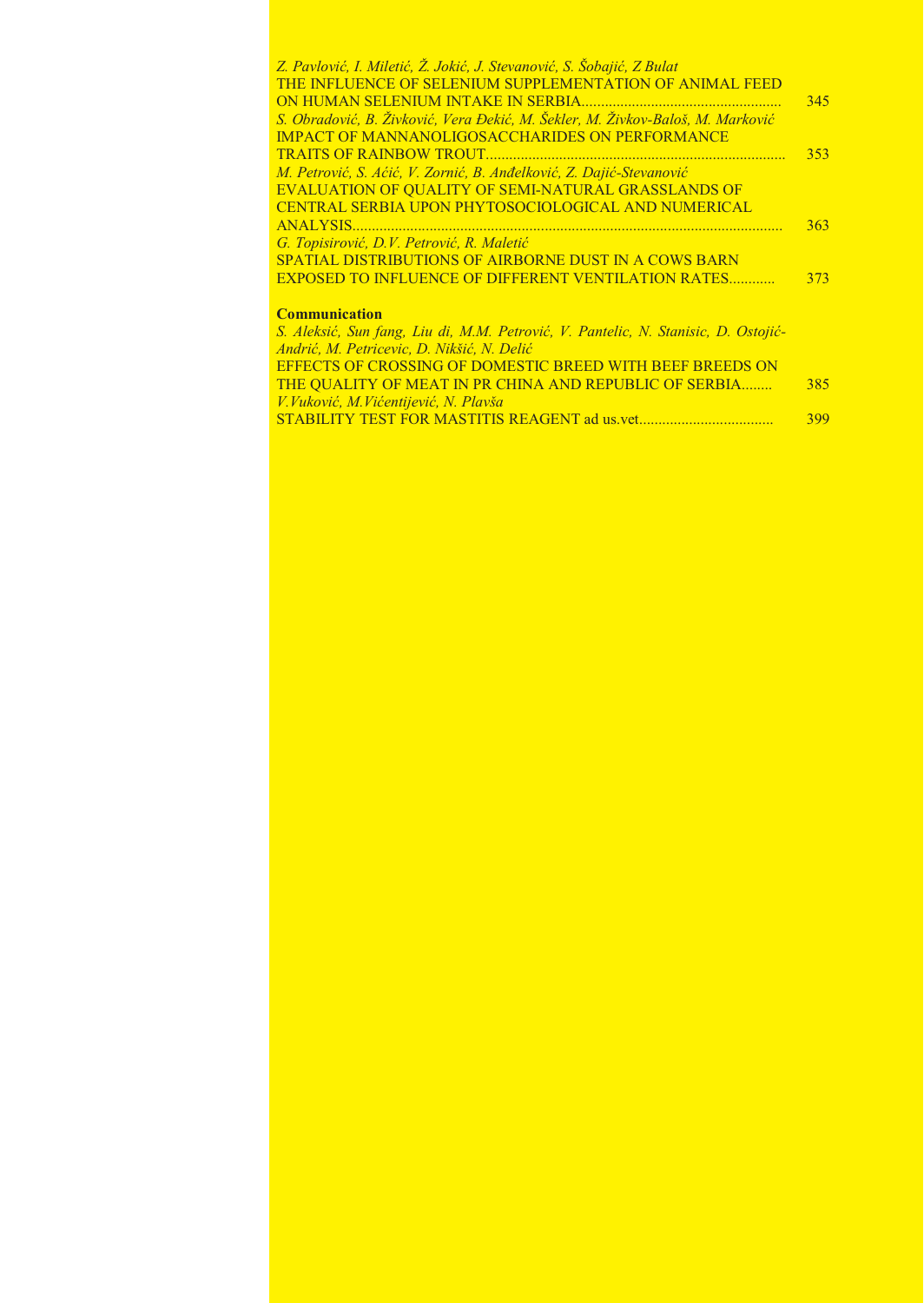*Z. Pavlović, I. Miletić, Ž. Jokić, J. Stevanović, S. Šobajić, Z Bulat*
THE INFLUENCE OF SELENIUM SUPPLEMENTATION OF ANIMAL FEED ON HUMAN SELENIUM INTAKE IN SERBIA .................................................... 345

*S. Obradović, B. Živković, Vera Đekić, M. Šekler, M. Živkov-Baloš, M. Marković*
IMPACT OF MANNANOLIGOSACCHARIDES ON PERFORMANCE TRAITS OF RAINBOW TROUT.............................................................................. 353

*M. Petrović, S. Aćić, V. Zornić, B. Anđelković, Z. Dajić-Stevanović*
EVALUATION OF QUALITY OF SEMI-NATURAL GRASSLANDS OF CENTRAL SERBIA UPON PHYTOSOCIOLOGICAL AND NUMERICAL ANALYSIS................................................................................................................ 363

*G. Topisirović, D.V. Petrović, R. Maletić*
SPATIAL DISTRIBUTIONS OF AIRBORNE DUST IN A COWS BARN EXPOSED TO INFLUENCE OF DIFFERENT VENTILATION RATES............ 373

**Communication**

*S. Aleksić, Sun fang, Liu di, M.M. Petrović, V. Pantelic, N. Stanisic, D. Ostojić-Andrić, M. Petricevic, D. Nikšić, N. Delić*
EFFECTS OF CROSSING OF DOMESTIC BREED WITH BEEF BREEDS ON THE QUALITY OF MEAT IN PR CHINA AND REPUBLIC OF SERBIA........ 385

*V.Vuković, M.Vićentijević, N. Plavša*
STABILITY TEST FOR MASTITIS REAGENT ad us.vet.................................. 399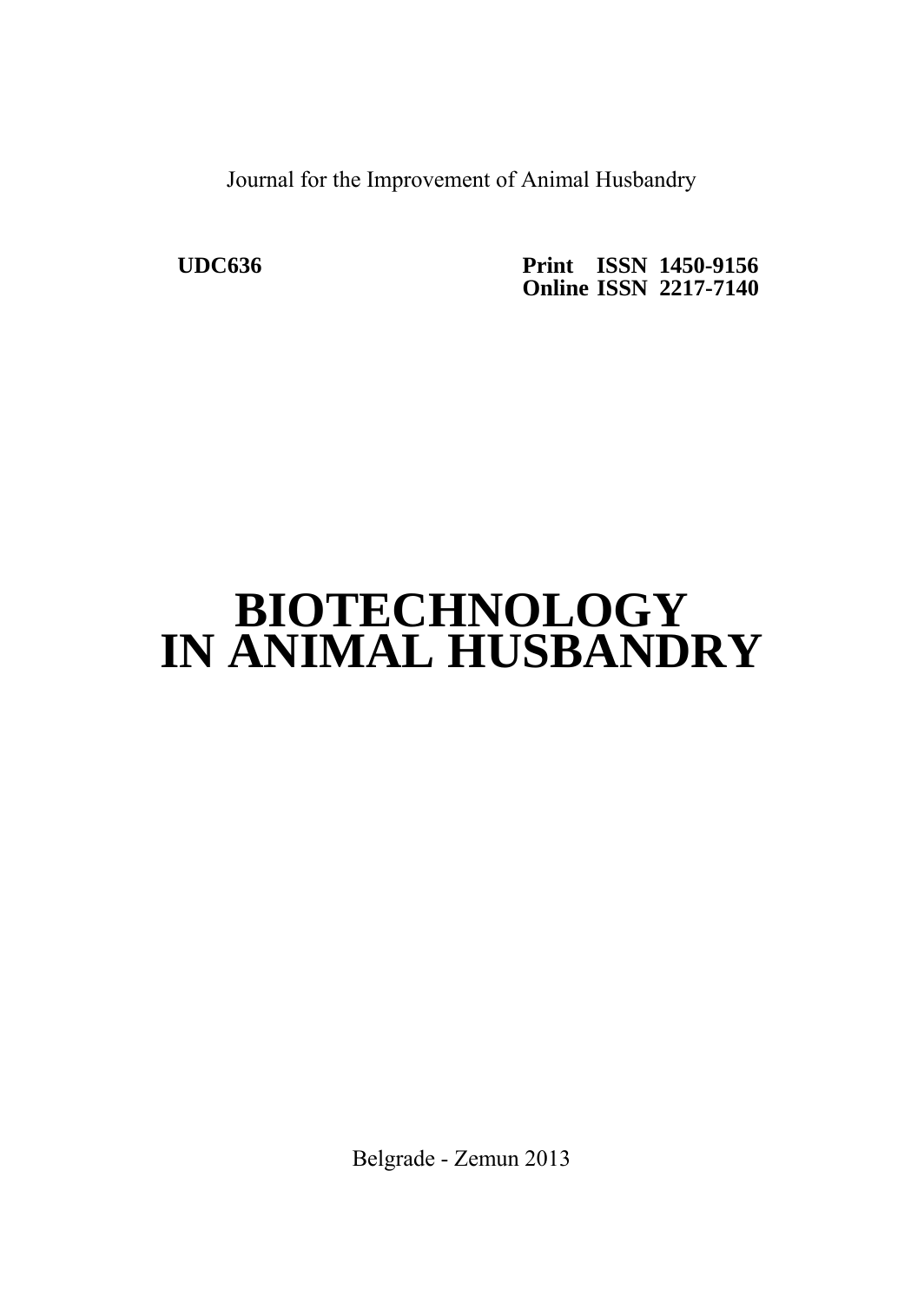Journal for the Improvement of Animal Husbandry

**UDC636**

**Print ISSN 1450-9156**
**Online ISSN 2217-7140**

# BIOTECHNOLOGY IN ANIMAL HUSBANDRY

Belgrade - Zemun 2013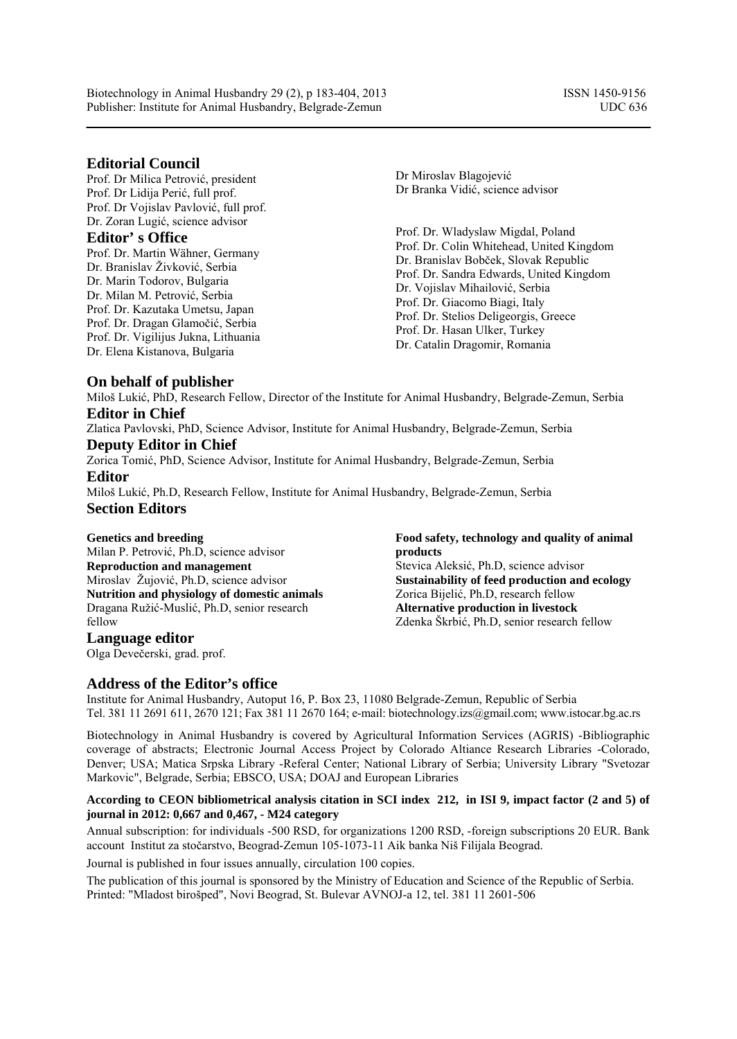Biotechnology in Animal Husbandry 29 (2), p 183-404, 2013
Publisher: Institute for Animal Husbandry, Belgrade-Zemun

ISSN 1450-9156
UDC 636

## Editorial Council

Prof. Dr Milica Petrović, president
Prof. Dr Lidija Perić, full prof.
Prof. Dr Vojislav Pavlović, full prof.
Dr. Zoran Lugić, science advisor
Dr Miroslav Blagojević
Dr Branka Vidić, science advisor

## Editor' s Office

Prof. Dr. Martin Wähner, Germany
Dr. Branislav Živković, Serbia
Dr. Marin Todorov, Bulgaria
Dr. Milan M. Petrović, Serbia
Prof. Dr. Kazutaka Umetsu, Japan
Prof. Dr. Dragan Glamočić, Serbia
Prof. Dr. Vigilijus Jukna, Lithuania
Dr. Elena Kistanova, Bulgaria
Prof. Dr. Wladyslaw Migdal, Poland
Prof. Dr. Colin Whitehead, United Kingdom
Dr. Branislav Bobček, Slovak Republic
Prof. Dr. Sandra Edwards, United Kingdom
Dr. Vojislav Mihailović, Serbia
Prof. Dr. Giacomo Biagi, Italy
Prof. Dr. Stelios Deligeorgis, Greece
Prof. Dr. Hasan Ulker, Turkey
Dr. Catalin Dragomir, Romania

## On behalf of publisher

Miloš Lukić, PhD, Research Fellow, Director of the Institute for Animal Husbandry, Belgrade-Zemun, Serbia

## Editor in Chief

Zlatica Pavlovski, PhD, Science Advisor, Institute for Animal Husbandry, Belgrade-Zemun, Serbia

## Deputy Editor in Chief

Zorica Tomić, PhD, Science Advisor, Institute for Animal Husbandry, Belgrade-Zemun, Serbia

## Editor

Miloš Lukić, Ph.D, Research Fellow, Institute for Animal Husbandry, Belgrade-Zemun, Serbia

## Section Editors

**Genetics and breeding**
Milan P. Petrović, Ph.D, science advisor
**Reproduction and management**
Miroslav Žujović, Ph.D, science advisor
**Nutrition and physiology of domestic animals**
Dragana Ružić-Muslić, Ph.D, senior research fellow
**Food safety, technology and quality of animal products**
Stevica Aleksić, Ph.D, science advisor
**Sustainability of feed production and ecology**
Zorica Bijelić, Ph.D, research fellow
**Alternative production in livestock**
Zdenka Škrbić, Ph.D, senior research fellow

## Language editor

Olga Devečerski, grad. prof.

## Address of the Editor's office

Institute for Animal Husbandry, Autoput 16, P. Box 23, 11080 Belgrade-Zemun, Republic of Serbia
Tel. 381 11 2691 611, 2670 121; Fax 381 11 2670 164; e-mail: biotechnology.izs@gmail.com; www.istocar.bg.ac.rs

Biotechnology in Animal Husbandry is covered by Agricultural Information Services (AGRIS) -Bibliographic coverage of abstracts; Electronic Journal Access Project by Colorado Altiance Research Libraries -Colorado, Denver; USA; Matica Srpska Library -Referal Center; National Library of Serbia; University Library "Svetozar Markovic", Belgrade, Serbia; EBSCO, USA; DOAJ and European Libraries

**According to CEON bibliometrical analysis citation in SCI index 212, in ISI 9, impact factor (2 and 5) of journal in 2012: 0,667 and 0,467, - M24 category**

Annual subscription: for individuals -500 RSD, for organizations 1200 RSD, -foreign subscriptions 20 EUR. Bank account Institut za stočarstvo, Beograd-Zemun 105-1073-11 Aik banka Niš Filijala Beograd.

Journal is published in four issues annually, circulation 100 copies.

The publication of this journal is sponsored by the Ministry of Education and Science of the Republic of Serbia.
Printed: "Mladost birošped", Novi Beograd, St. Bulevar AVNOJ-a 12, tel. 381 11 2601-506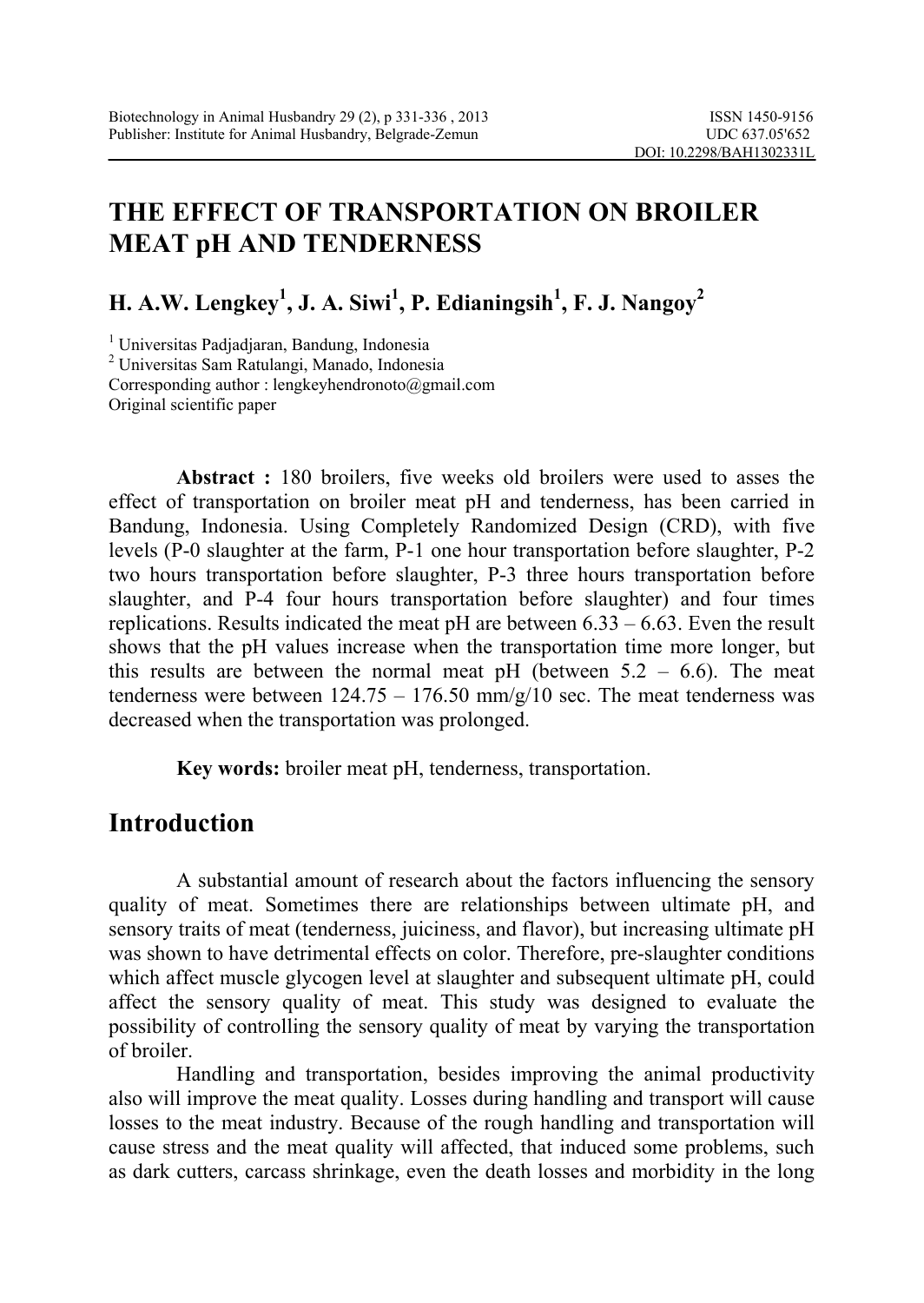# THE EFFECT OF TRANSPORTATION ON BROILER MEAT pH AND TENDERNESS

**H. A.W. Lengkey[1], J. A. Siwi[1], P. Edianingsih[1], F. J. Nangoy[2]**

[1] Universitas Padjadjaran, Bandung, Indonesia
[2] Universitas Sam Ratulangi, Manado, Indonesia
Corresponding author : lengkeyhendronoto@gmail.com
Original scientific paper

**Abstract :** 180 broilers, five weeks old broilers were used to asses the effect of transportation on broiler meat pH and tenderness, has been carried in Bandung, Indonesia. Using Completely Randomized Design (CRD), with five levels (P-0 slaughter at the farm, P-1 one hour transportation before slaughter, P-2 two hours transportation before slaughter, P-3 three hours transportation before slaughter, and P-4 four hours transportation before slaughter) and four times replications. Results indicated the meat pH are between 6.33 – 6.63. Even the result shows that the pH values increase when the transportation time more longer, but this results are between the normal meat pH (between 5.2 – 6.6). The meat tenderness were between 124.75 – 176.50 mm/g/10 sec. The meat tenderness was decreased when the transportation was prolonged.

**Key words:** broiler meat pH, tenderness, transportation.

## Introduction

A substantial amount of research about the factors influencing the sensory quality of meat. Sometimes there are relationships between ultimate pH, and sensory traits of meat (tenderness, juiciness, and flavor), but increasing ultimate pH was shown to have detrimental effects on color. Therefore, pre-slaughter conditions which affect muscle glycogen level at slaughter and subsequent ultimate pH, could affect the sensory quality of meat. This study was designed to evaluate the possibility of controlling the sensory quality of meat by varying the transportation of broiler.

Handling and transportation, besides improving the animal productivity also will improve the meat quality. Losses during handling and transport will cause losses to the meat industry. Because of the rough handling and transportation will cause stress and the meat quality will affected, that induced some problems, such as dark cutters, carcass shrinkage, even the death losses and morbidity in the long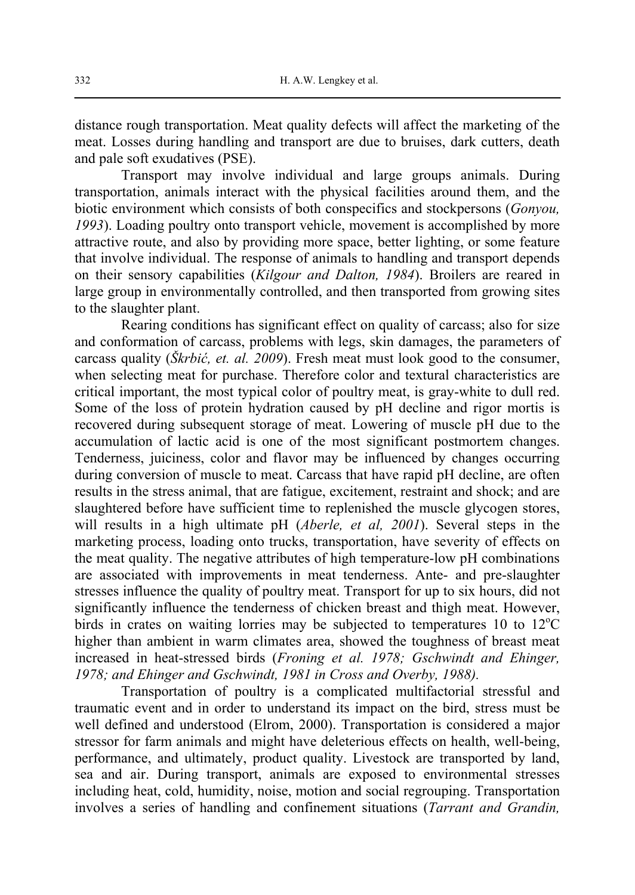distance rough transportation. Meat quality defects will affect the marketing of the meat. Losses during handling and transport are due to bruises, dark cutters, death and pale soft exudatives (PSE).

Transport may involve individual and large groups animals. During transportation, animals interact with the physical facilities around them, and the biotic environment which consists of both conspecifics and stockpersons (*Gonyou, 1993*). Loading poultry onto transport vehicle, movement is accomplished by more attractive route, and also by providing more space, better lighting, or some feature that involve individual. The response of animals to handling and transport depends on their sensory capabilities (*Kilgour and Dalton, 1984*). Broilers are reared in large group in environmentally controlled, and then transported from growing sites to the slaughter plant.

Rearing conditions has significant effect on quality of carcass; also for size and conformation of carcass, problems with legs, skin damages, the parameters of carcass quality (*Škrbić, et. al. 2009*). Fresh meat must look good to the consumer, when selecting meat for purchase. Therefore color and textural characteristics are critical important, the most typical color of poultry meat, is gray-white to dull red. Some of the loss of protein hydration caused by pH decline and rigor mortis is recovered during subsequent storage of meat. Lowering of muscle pH due to the accumulation of lactic acid is one of the most significant postmortem changes. Tenderness, juiciness, color and flavor may be influenced by changes occurring during conversion of muscle to meat. Carcass that have rapid pH decline, are often results in the stress animal, that are fatigue, excitement, restraint and shock; and are slaughtered before have sufficient time to replenished the muscle glycogen stores, will results in a high ultimate pH (*Aberle, et al, 2001*). Several steps in the marketing process, loading onto trucks, transportation, have severity of effects on the meat quality. The negative attributes of high temperature-low pH combinations are associated with improvements in meat tenderness. Ante- and pre-slaughter stresses influence the quality of poultry meat. Transport for up to six hours, did not significantly influence the tenderness of chicken breast and thigh meat. However, birds in crates on waiting lorries may be subjected to temperatures 10 to 12°C higher than ambient in warm climates area, showed the toughness of breast meat increased in heat-stressed birds (*Froning et al. 1978; Gschwindt and Ehinger, 1978; and Ehinger and Gschwindt, 1981 in Cross and Overby, 1988).*

Transportation of poultry is a complicated multifactorial stressful and traumatic event and in order to understand its impact on the bird, stress must be well defined and understood (Elrom, 2000). Transportation is considered a major stressor for farm animals and might have deleterious effects on health, well-being, performance, and ultimately, product quality. Livestock are transported by land, sea and air. During transport, animals are exposed to environmental stresses including heat, cold, humidity, noise, motion and social regrouping. Transportation involves a series of handling and confinement situations (*Tarrant and Grandin,*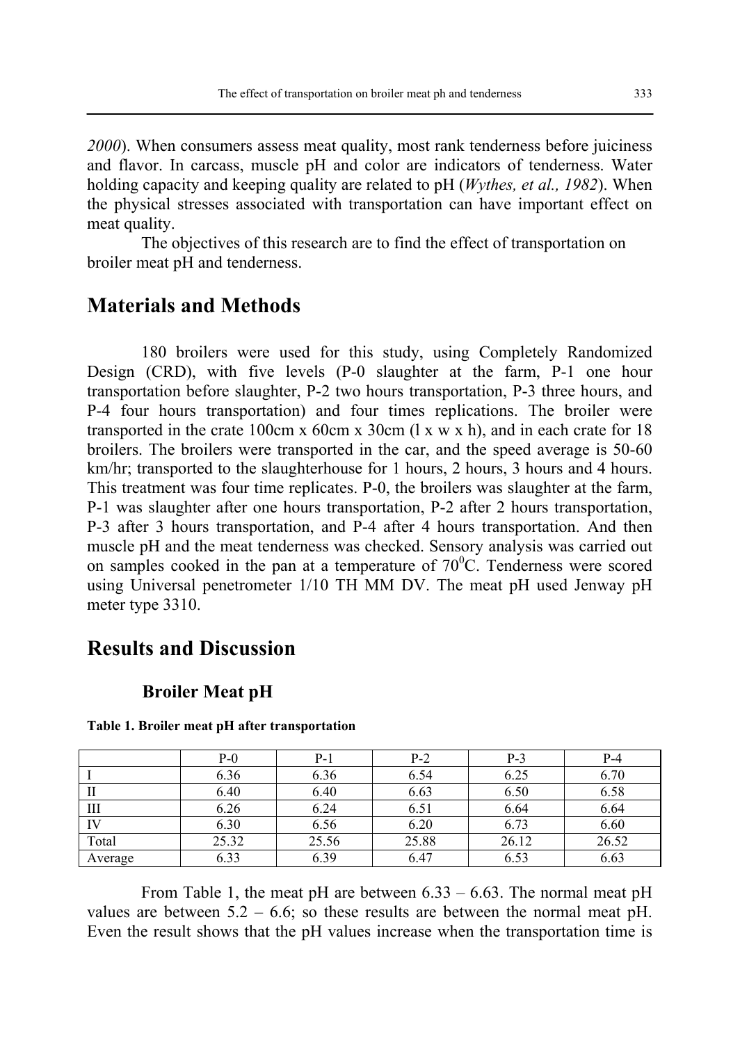2000). When consumers assess meat quality, most rank tenderness before juiciness and flavor. In carcass, muscle pH and color are indicators of tenderness. Water holding capacity and keeping quality are related to pH (*Wythes, et al., 1982*). When the physical stresses associated with transportation can have important effect on meat quality.

The objectives of this research are to find the effect of transportation on broiler meat pH and tenderness.

## Materials and Methods

180 broilers were used for this study, using Completely Randomized Design (CRD), with five levels (P-0 slaughter at the farm, P-1 one hour transportation before slaughter, P-2 two hours transportation, P-3 three hours, and P-4 four hours transportation) and four times replications. The broiler were transported in the crate 100cm x 60cm x 30cm (l x w x h), and in each crate for 18 broilers. The broilers were transported in the car, and the speed average is 50-60 km/hr; transported to the slaughterhouse for 1 hours, 2 hours, 3 hours and 4 hours. This treatment was four time replicates. P-0, the broilers was slaughter at the farm, P-1 was slaughter after one hours transportation, P-2 after 2 hours transportation, P-3 after 3 hours transportation, and P-4 after 4 hours transportation. And then muscle pH and the meat tenderness was checked. Sensory analysis was carried out on samples cooked in the pan at a temperature of $70^0$C. Tenderness were scored using Universal penetrometer 1/10 TH MM DV. The meat pH used Jenway pH meter type 3310.

## Results and Discussion

### Broiler Meat pH

**Table 1. Broiler meat pH after transportation**

| | P-0 | P-1 | P-2 | P-3 | P-4 |
|---|---|---|---|---|---|
| I | 6.36 | 6.36 | 6.54 | 6.25 | 6.70 |
| II | 6.40 | 6.40 | 6.63 | 6.50 | 6.58 |
| III | 6.26 | 6.24 | 6.51 | 6.64 | 6.64 |
| IV | 6.30 | 6.56 | 6.20 | 6.73 | 6.60 |
| Total | 25.32 | 25.56 | 25.88 | 26.12 | 26.52 |
| Average | 6.33 | 6.39 | 6.47 | 6.53 | 6.63 |

From Table 1, the meat pH are between 6.33 – 6.63. The normal meat pH values are between 5.2 – 6.6; so these results are between the normal meat pH. Even the result shows that the pH values increase when the transportation time is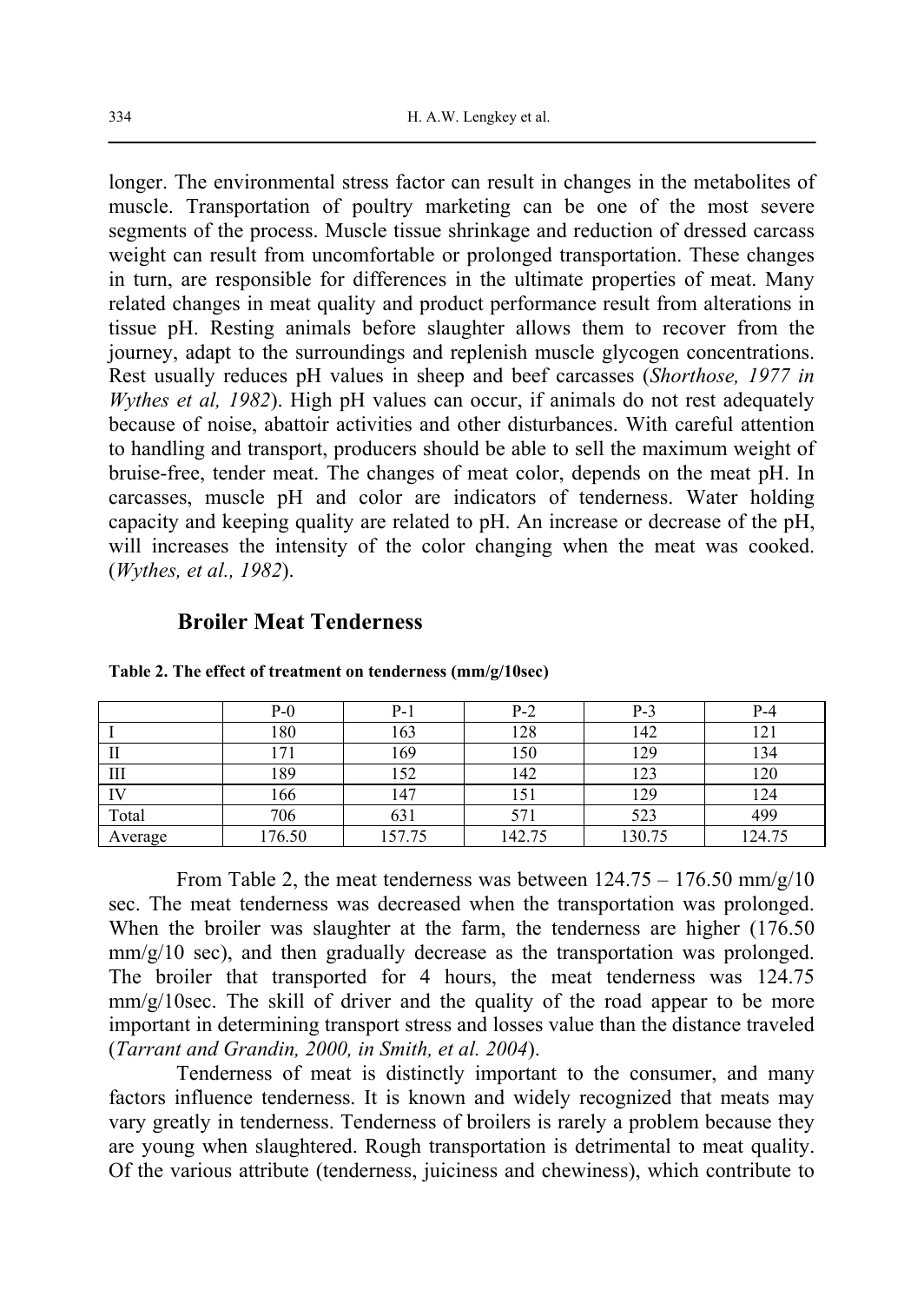longer. The environmental stress factor can result in changes in the metabolites of muscle. Transportation of poultry marketing can be one of the most severe segments of the process. Muscle tissue shrinkage and reduction of dressed carcass weight can result from uncomfortable or prolonged transportation. These changes in turn, are responsible for differences in the ultimate properties of meat. Many related changes in meat quality and product performance result from alterations in tissue pH. Resting animals before slaughter allows them to recover from the journey, adapt to the surroundings and replenish muscle glycogen concentrations. Rest usually reduces pH values in sheep and beef carcasses (*Shorthose, 1977 in Wythes et al, 1982*). High pH values can occur, if animals do not rest adequately because of noise, abattoir activities and other disturbances. With careful attention to handling and transport, producers should be able to sell the maximum weight of bruise-free, tender meat. The changes of meat color, depends on the meat pH. In carcasses, muscle pH and color are indicators of tenderness. Water holding capacity and keeping quality are related to pH. An increase or decrease of the pH, will increases the intensity of the color changing when the meat was cooked. (*Wythes, et al., 1982*).

## Broiler Meat Tenderness

**Table 2. The effect of treatment on tenderness (mm/g/10sec)**

| | P-0 | P-1 | P-2 | P-3 | P-4 |
|---|---|---|---|---|---|
| I | 180 | 163 | 128 | 142 | 121 |
| II | 171 | 169 | 150 | 129 | 134 |
| III | 189 | 152 | 142 | 123 | 120 |
| IV | 166 | 147 | 151 | 129 | 124 |
| Total | 706 | 631 | 571 | 523 | 499 |
| Average | 176.50 | 157.75 | 142.75 | 130.75 | 124.75 |

From Table 2, the meat tenderness was between 124.75 – 176.50 mm/g/10 sec. The meat tenderness was decreased when the transportation was prolonged. When the broiler was slaughter at the farm, the tenderness are higher (176.50 mm/g/10 sec), and then gradually decrease as the transportation was prolonged. The broiler that transported for 4 hours, the meat tenderness was 124.75 mm/g/10sec. The skill of driver and the quality of the road appear to be more important in determining transport stress and losses value than the distance traveled (*Tarrant and Grandin, 2000, in Smith, et al. 2004*).

Tenderness of meat is distinctly important to the consumer, and many factors influence tenderness. It is known and widely recognized that meats may vary greatly in tenderness. Tenderness of broilers is rarely a problem because they are young when slaughtered. Rough transportation is detrimental to meat quality. Of the various attribute (tenderness, juiciness and chewiness), which contribute to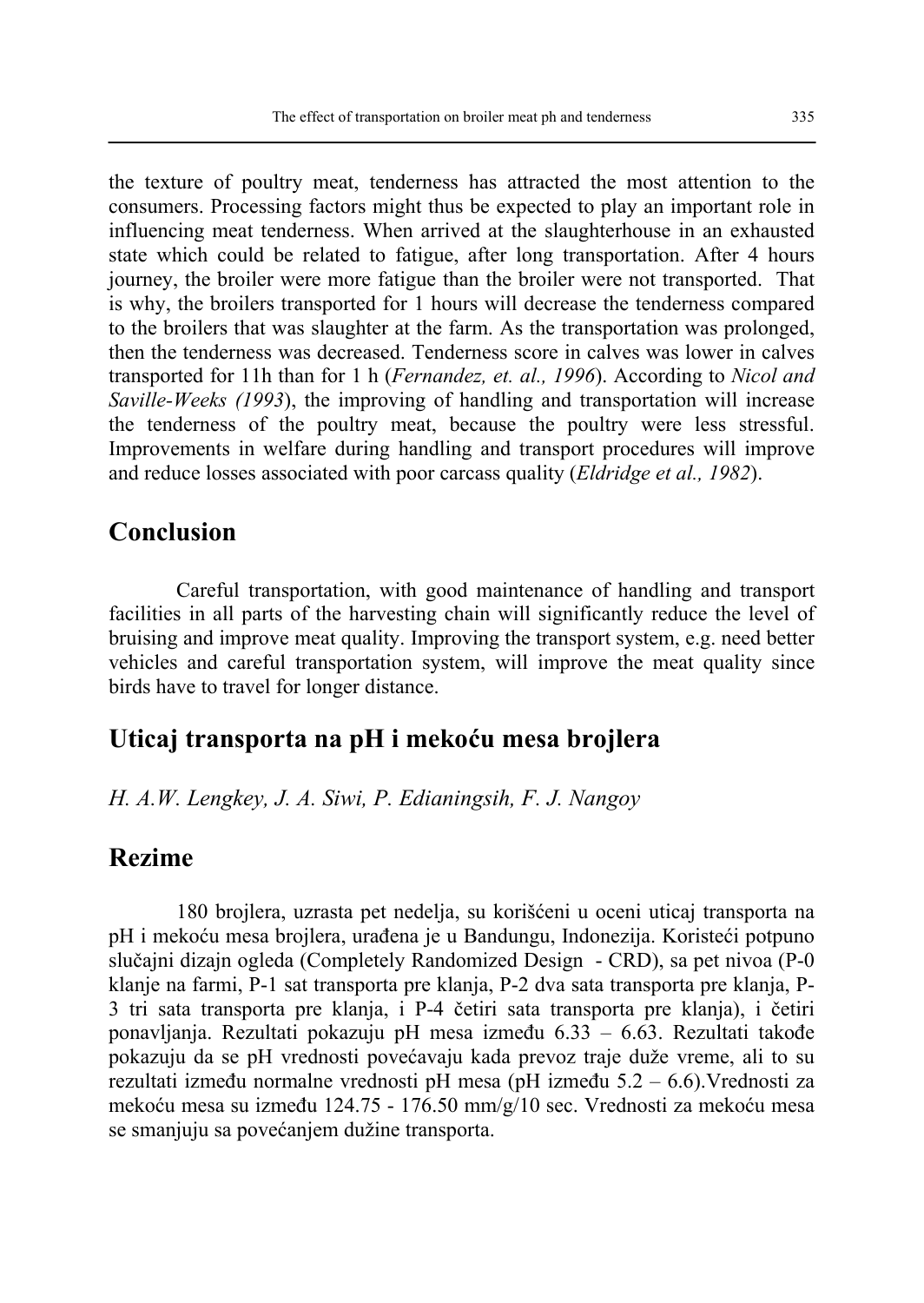the texture of poultry meat, tenderness has attracted the most attention to the consumers. Processing factors might thus be expected to play an important role in influencing meat tenderness. When arrived at the slaughterhouse in an exhausted state which could be related to fatigue, after long transportation. After 4 hours journey, the broiler were more fatigue than the broiler were not transported. That is why, the broilers transported for 1 hours will decrease the tenderness compared to the broilers that was slaughter at the farm. As the transportation was prolonged, then the tenderness was decreased. Tenderness score in calves was lower in calves transported for 11h than for 1 h (*Fernandez, et. al., 1996*). According to *Nicol and Saville-Weeks (1993*), the improving of handling and transportation will increase the tenderness of the poultry meat, because the poultry were less stressful. Improvements in welfare during handling and transport procedures will improve and reduce losses associated with poor carcass quality (*Eldridge et al., 1982*).

## Conclusion

Careful transportation, with good maintenance of handling and transport facilities in all parts of the harvesting chain will significantly reduce the level of bruising and improve meat quality. Improving the transport system, e.g. need better vehicles and careful transportation system, will improve the meat quality since birds have to travel for longer distance.

## Uticaj transporta na pH i mekoću mesa brojlera

*H. A.W. Lengkey, J. A. Siwi, P. Edianingsih, F. J. Nangoy*

## Rezime

180 brojlera, uzrasta pet nedelja, su korišćeni u oceni uticaj transporta na pH i mekoću mesa brojlera, urađena je u Bandungu, Indonezija. Koristeći potpuno slučajni dizajn ogleda (Completely Randomized Design - CRD), sa pet nivoa (P-0 klanje na farmi, P-1 sat transporta pre klanja, P-2 dva sata transporta pre klanja, P-3 tri sata transporta pre klanja, i P-4 četiri sata transporta pre klanja), i četiri ponavljanja. Rezultati pokazuju pH mesa između 6.33 – 6.63. Rezultati takođe pokazuju da se pH vrednosti povećavaju kada prevoz traje duže vreme, ali to su rezultati između normalne vrednosti pH mesa (pH između 5.2 – 6.6).Vrednosti za mekoću mesa su između 124.75 - 176.50 mm/g/10 sec. Vrednosti za mekoću mesa se smanjuju sa povećanjem dužine transporta.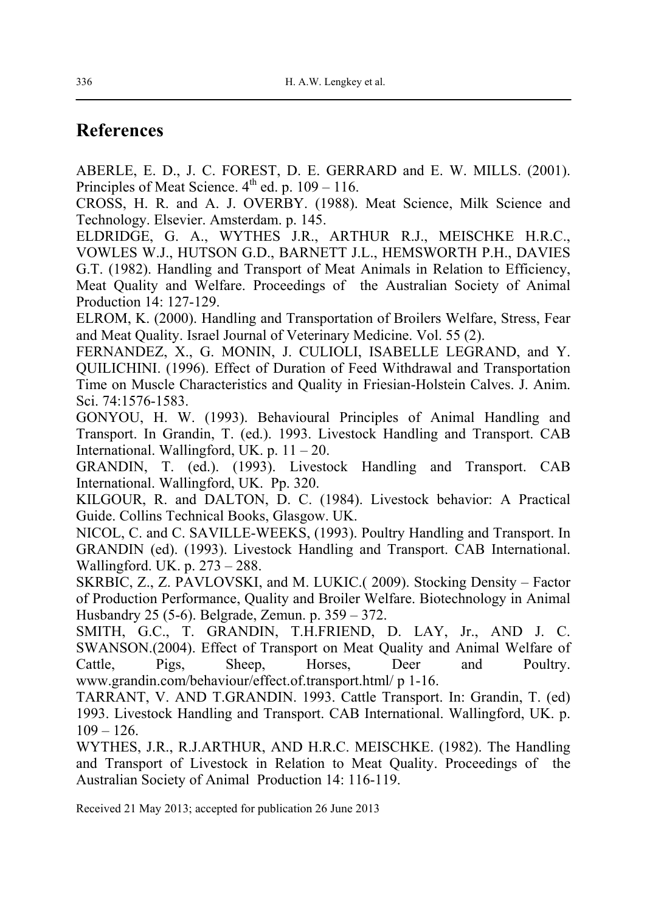## References

ABERLE, E. D., J. C. FOREST, D. E. GERRARD and E. W. MILLS. (2001). Principles of Meat Science. 4th ed. p. 109 – 116.

CROSS, H. R. and A. J. OVERBY. (1988). Meat Science, Milk Science and Technology. Elsevier. Amsterdam. p. 145.

ELDRIDGE, G. A., WYTHES J.R., ARTHUR R.J., MEISCHKE H.R.C., VOWLES W.J., HUTSON G.D., BARNETT J.L., HEMSWORTH P.H., DAVIES G.T. (1982). Handling and Transport of Meat Animals in Relation to Efficiency, Meat Quality and Welfare. Proceedings of the Australian Society of Animal Production 14: 127-129.

ELROM, K. (2000). Handling and Transportation of Broilers Welfare, Stress, Fear and Meat Quality. Israel Journal of Veterinary Medicine. Vol. 55 (2).

FERNANDEZ, X., G. MONIN, J. CULIOLI, ISABELLE LEGRAND, and Y. QUILICHINI. (1996). Effect of Duration of Feed Withdrawal and Transportation Time on Muscle Characteristics and Quality in Friesian-Holstein Calves. J. Anim. Sci. 74:1576-1583.

GONYOU, H. W. (1993). Behavioural Principles of Animal Handling and Transport. In Grandin, T. (ed.). 1993. Livestock Handling and Transport. CAB International. Wallingford, UK. p. 11 – 20.

GRANDIN, T. (ed.). (1993). Livestock Handling and Transport. CAB International. Wallingford, UK. Pp. 320.

KILGOUR, R. and DALTON, D. C. (1984). Livestock behavior: A Practical Guide. Collins Technical Books, Glasgow. UK.

NICOL, C. and C. SAVILLE-WEEKS, (1993). Poultry Handling and Transport. In GRANDIN (ed). (1993). Livestock Handling and Transport. CAB International. Wallingford. UK. p. 273 – 288.

SKRBIC, Z., Z. PAVLOVSKI, and M. LUKIC.( 2009). Stocking Density – Factor of Production Performance, Quality and Broiler Welfare. Biotechnology in Animal Husbandry 25 (5-6). Belgrade, Zemun. p. 359 – 372.

SMITH, G.C., T. GRANDIN, T.H.FRIEND, D. LAY, Jr., AND J. C. SWANSON.(2004). Effect of Transport on Meat Quality and Animal Welfare of Cattle, Pigs, Sheep, Horses, Deer and Poultry. www.grandin.com/behaviour/effect.of.transport.html/ p 1-16.

TARRANT, V. AND T.GRANDIN. 1993. Cattle Transport. In: Grandin, T. (ed) 1993. Livestock Handling and Transport. CAB International. Wallingford, UK. p. 109 – 126.

WYTHES, J.R., R.J.ARTHUR, AND H.R.C. MEISCHKE. (1982). The Handling and Transport of Livestock in Relation to Meat Quality. Proceedings of the Australian Society of Animal Production 14: 116-119.

Received 21 May 2013; accepted for publication 26 June 2013